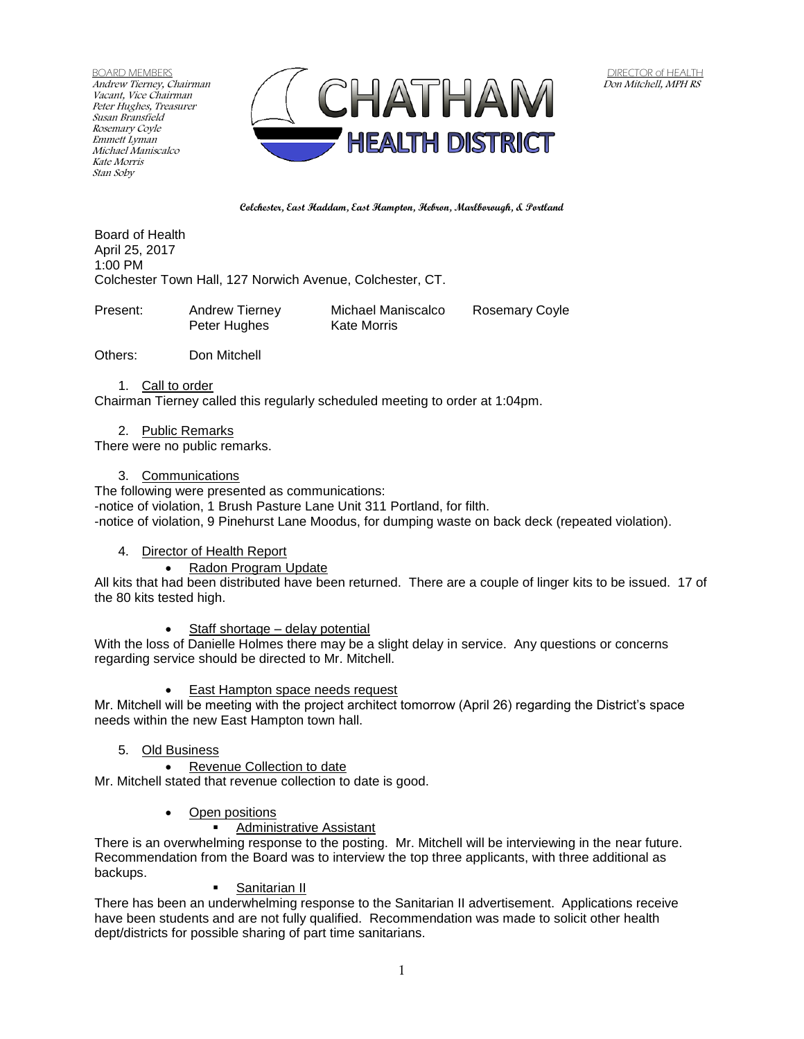BOARD MEMBERS
*Andrew Tierney, Chairman*
*Vacant, Vice Chairman*
*Peter Hughes, Treasurer*
*Susan Bransfield*
*Rosemary Coyle*
*Emmett Lyman*
*Michael Maniscalco*
*Kate Morris*
*Stan Soby*

# CHATHAM HEALTH DISTRICT

DIRECTOR of HEALTH
*Don Mitchell, MPH RS*

**Colchester, East Haddam, East Hampton, Hebron, Marlborough, & Portland**

Board of Health
April 25, 2017
1:00 PM
Colchester Town Hall, 127 Norwich Avenue, Colchester, CT.

Present: Andrew Tierney, Michael Maniscalco, Rosemary Coyle, Peter Hughes, Kate Morris

Others: Don Mitchell

1. Call to order

Chairman Tierney called this regularly scheduled meeting to order at 1:04pm.

2. Public Remarks

There were no public remarks.

3. Communications

The following were presented as communications:
-notice of violation, 1 Brush Pasture Lane Unit 311 Portland, for filth.
-notice of violation, 9 Pinehurst Lane Moodus, for dumping waste on back deck (repeated violation).

4. Director of Health Report

- Radon Program Update

All kits that had been distributed have been returned. There are a couple of linger kits to be issued. 17 of the 80 kits tested high.

- Staff shortage – delay potential

With the loss of Danielle Holmes there may be a slight delay in service. Any questions or concerns regarding service should be directed to Mr. Mitchell.

- East Hampton space needs request

Mr. Mitchell will be meeting with the project architect tomorrow (April 26) regarding the District's space needs within the new East Hampton town hall.

5. Old Business

- Revenue Collection to date

Mr. Mitchell stated that revenue collection to date is good.

- Open positions
  - Administrative Assistant

There is an overwhelming response to the posting. Mr. Mitchell will be interviewing in the near future. Recommendation from the Board was to interview the top three applicants, with three additional as backups.

  - Sanitarian II

There has been an underwhelming response to the Sanitarian II advertisement. Applications receive have been students and are not fully qualified. Recommendation was made to solicit other health dept/districts for possible sharing of part time sanitarians.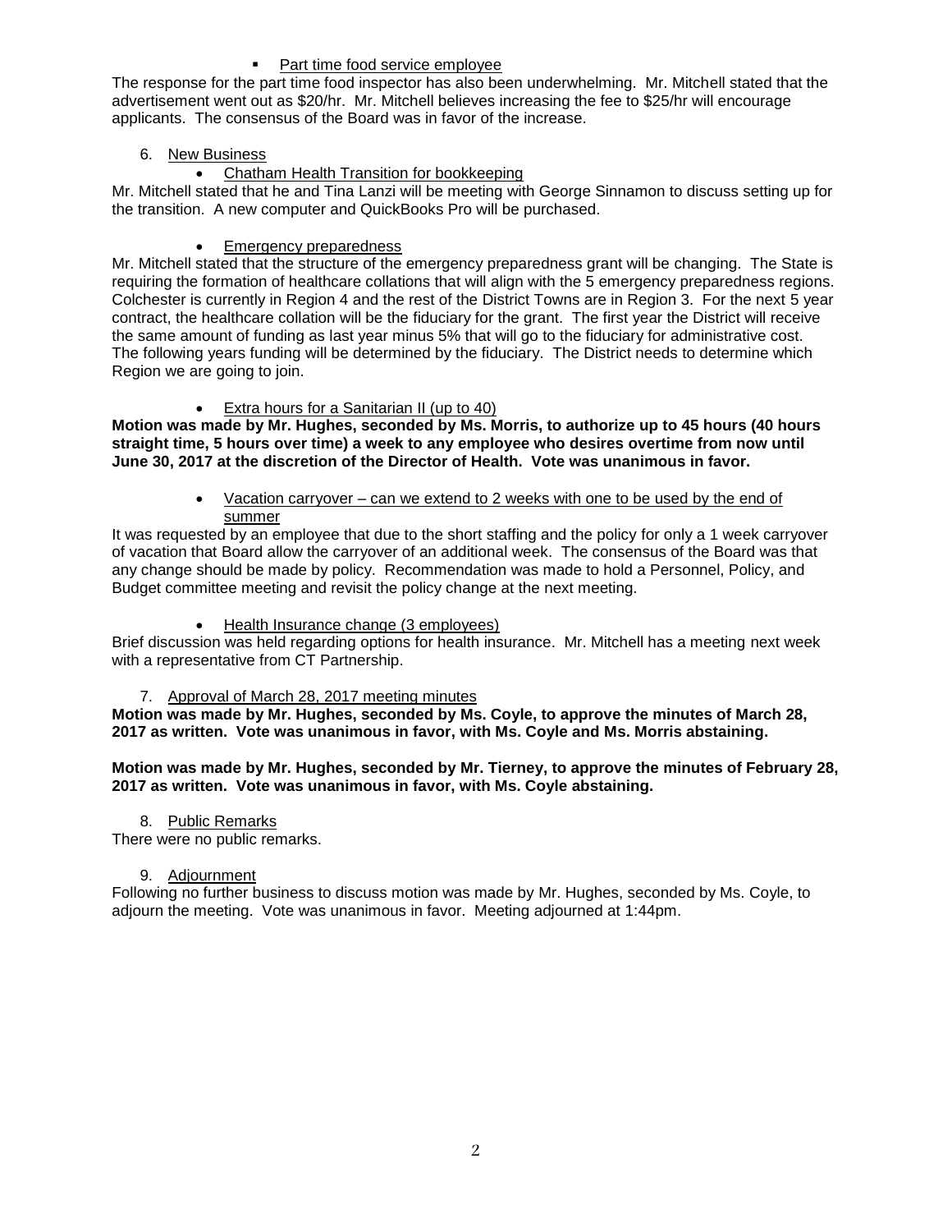- Part time food service employee

The response for the part time food inspector has also been underwhelming. Mr. Mitchell stated that the advertisement went out as $20/hr. Mr. Mitchell believes increasing the fee to $25/hr will encourage applicants. The consensus of the Board was in favor of the increase.

6. New Business
    - Chatham Health Transition for bookkeeping

Mr. Mitchell stated that he and Tina Lanzi will be meeting with George Sinnamon to discuss setting up for the transition. A new computer and QuickBooks Pro will be purchased.

- Emergency preparedness

Mr. Mitchell stated that the structure of the emergency preparedness grant will be changing. The State is requiring the formation of healthcare collations that will align with the 5 emergency preparedness regions. Colchester is currently in Region 4 and the rest of the District Towns are in Region 3. For the next 5 year contract, the healthcare collation will be the fiduciary for the grant. The first year the District will receive the same amount of funding as last year minus 5% that will go to the fiduciary for administrative cost. The following years funding will be determined by the fiduciary. The District needs to determine which Region we are going to join.

- Extra hours for a Sanitarian II (up to 40)

**Motion was made by Mr. Hughes, seconded by Ms. Morris, to authorize up to 45 hours (40 hours straight time, 5 hours over time) a week to any employee who desires overtime from now until June 30, 2017 at the discretion of the Director of Health. Vote was unanimous in favor.**

- Vacation carryover – can we extend to 2 weeks with one to be used by the end of summer

It was requested by an employee that due to the short staffing and the policy for only a 1 week carryover of vacation that Board allow the carryover of an additional week. The consensus of the Board was that any change should be made by policy. Recommendation was made to hold a Personnel, Policy, and Budget committee meeting and revisit the policy change at the next meeting.

- Health Insurance change (3 employees)

Brief discussion was held regarding options for health insurance. Mr. Mitchell has a meeting next week with a representative from CT Partnership.

7. Approval of March 28, 2017 meeting minutes

**Motion was made by Mr. Hughes, seconded by Ms. Coyle, to approve the minutes of March 28, 2017 as written. Vote was unanimous in favor, with Ms. Coyle and Ms. Morris abstaining.**

**Motion was made by Mr. Hughes, seconded by Mr. Tierney, to approve the minutes of February 28, 2017 as written. Vote was unanimous in favor, with Ms. Coyle abstaining.**

8. Public Remarks

There were no public remarks.

9. Adjournment

Following no further business to discuss motion was made by Mr. Hughes, seconded by Ms. Coyle, to adjourn the meeting. Vote was unanimous in favor. Meeting adjourned at 1:44pm.